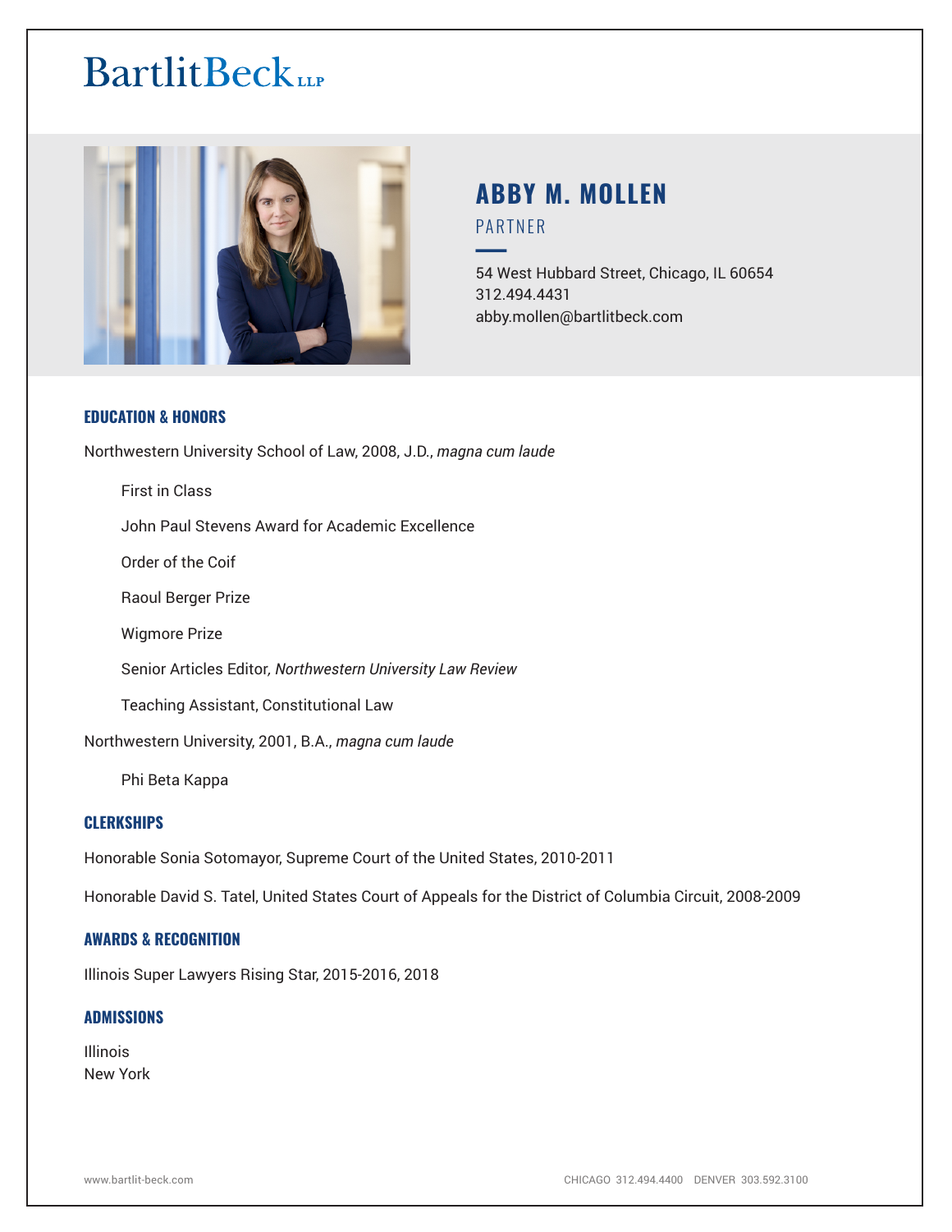BartlitBeck LLP

# ABBY M. MOLLEN

PARTNER

54 West Hubbard Street, Chicago, IL 60654
312.494.4431
abby.mollen@bartlitbeck.com

## EDUCATION & HONORS

Northwestern University School of Law, 2008, J.D., *magna cum laude*

- First in Class
- John Paul Stevens Award for Academic Excellence
- Order of the Coif
- Raoul Berger Prize
- Wigmore Prize
- Senior Articles Editor, *Northwestern University Law Review*
- Teaching Assistant, Constitutional Law

Northwestern University, 2001, B.A., *magna cum laude*

- Phi Beta Kappa

## CLERKSHIPS

Honorable Sonia Sotomayor, Supreme Court of the United States, 2010-2011

Honorable David S. Tatel, United States Court of Appeals for the District of Columbia Circuit, 2008-2009

## AWARDS & RECOGNITION

Illinois Super Lawyers Rising Star, 2015-2016, 2018

## ADMISSIONS

Illinois
New York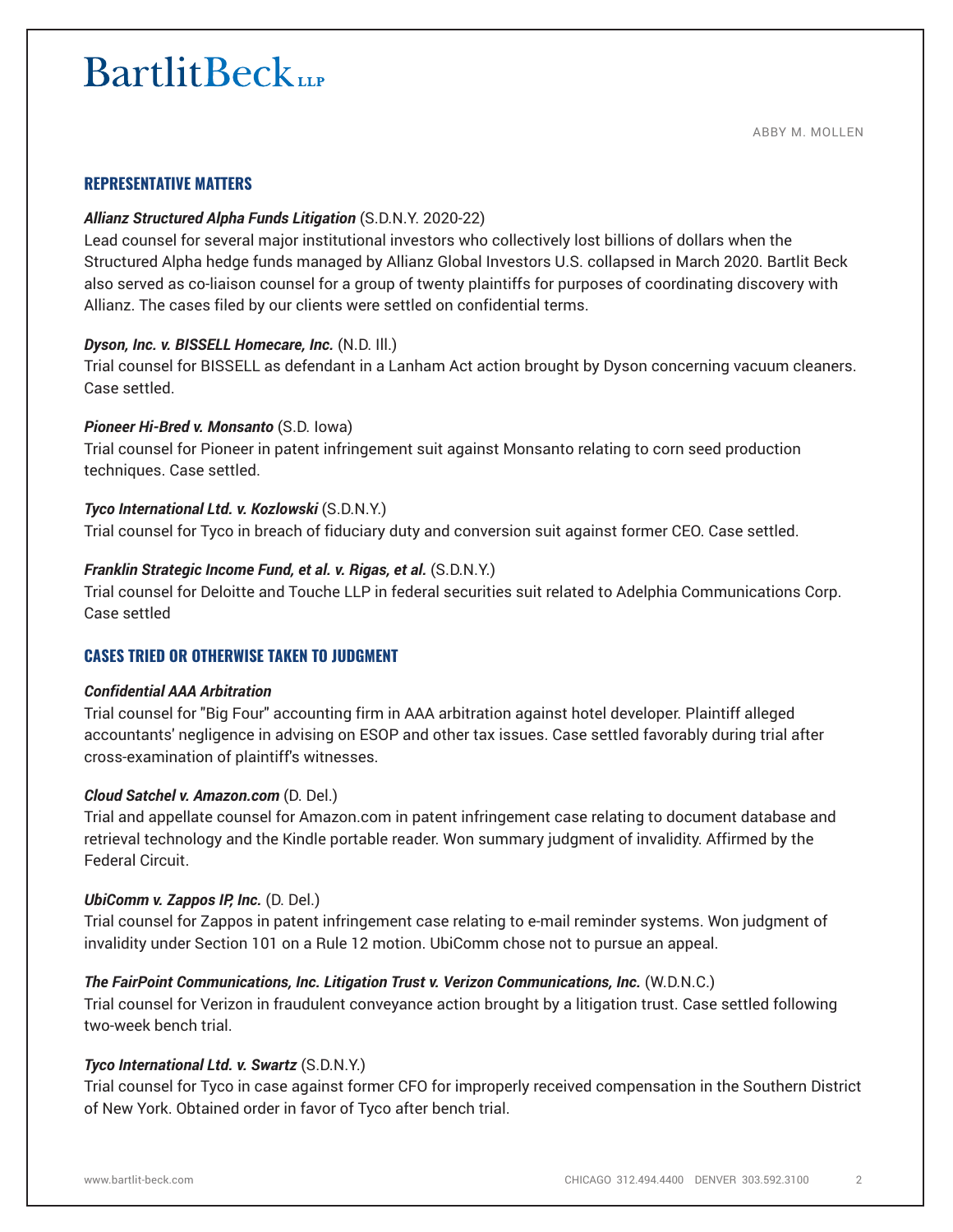## REPRESENTATIVE MATTERS

***Allianz Structured Alpha Funds Litigation*** (S.D.N.Y. 2020-22)
Lead counsel for several major institutional investors who collectively lost billions of dollars when the Structured Alpha hedge funds managed by Allianz Global Investors U.S. collapsed in March 2020. Bartlit Beck also served as co-liaison counsel for a group of twenty plaintiffs for purposes of coordinating discovery with Allianz. The cases filed by our clients were settled on confidential terms.

***Dyson, Inc. v. BISSELL Homecare, Inc.*** (N.D. Ill.)
Trial counsel for BISSELL as defendant in a Lanham Act action brought by Dyson concerning vacuum cleaners. Case settled.

***Pioneer Hi-Bred v. Monsanto*** (S.D. Iowa)
Trial counsel for Pioneer in patent infringement suit against Monsanto relating to corn seed production techniques. Case settled.

***Tyco International Ltd. v. Kozlowski*** (S.D.N.Y.)
Trial counsel for Tyco in breach of fiduciary duty and conversion suit against former CEO. Case settled.

***Franklin Strategic Income Fund, et al. v. Rigas, et al.*** (S.D.N.Y.)
Trial counsel for Deloitte and Touche LLP in federal securities suit related to Adelphia Communications Corp. Case settled

## CASES TRIED OR OTHERWISE TAKEN TO JUDGMENT

***Confidential AAA Arbitration***
Trial counsel for "Big Four" accounting firm in AAA arbitration against hotel developer. Plaintiff alleged accountants' negligence in advising on ESOP and other tax issues. Case settled favorably during trial after cross-examination of plaintiff's witnesses.

***Cloud Satchel v. Amazon.com*** (D. Del.)
Trial and appellate counsel for Amazon.com in patent infringement case relating to document database and retrieval technology and the Kindle portable reader. Won summary judgment of invalidity. Affirmed by the Federal Circuit.

***UbiComm v. Zappos IP, Inc.*** (D. Del.)
Trial counsel for Zappos in patent infringement case relating to e-mail reminder systems. Won judgment of invalidity under Section 101 on a Rule 12 motion. UbiComm chose not to pursue an appeal.

***The FairPoint Communications, Inc. Litigation Trust v. Verizon Communications, Inc.*** (W.D.N.C.)
Trial counsel for Verizon in fraudulent conveyance action brought by a litigation trust. Case settled following two-week bench trial.

***Tyco International Ltd. v. Swartz*** (S.D.N.Y.)
Trial counsel for Tyco in case against former CFO for improperly received compensation in the Southern District of New York. Obtained order in favor of Tyco after bench trial.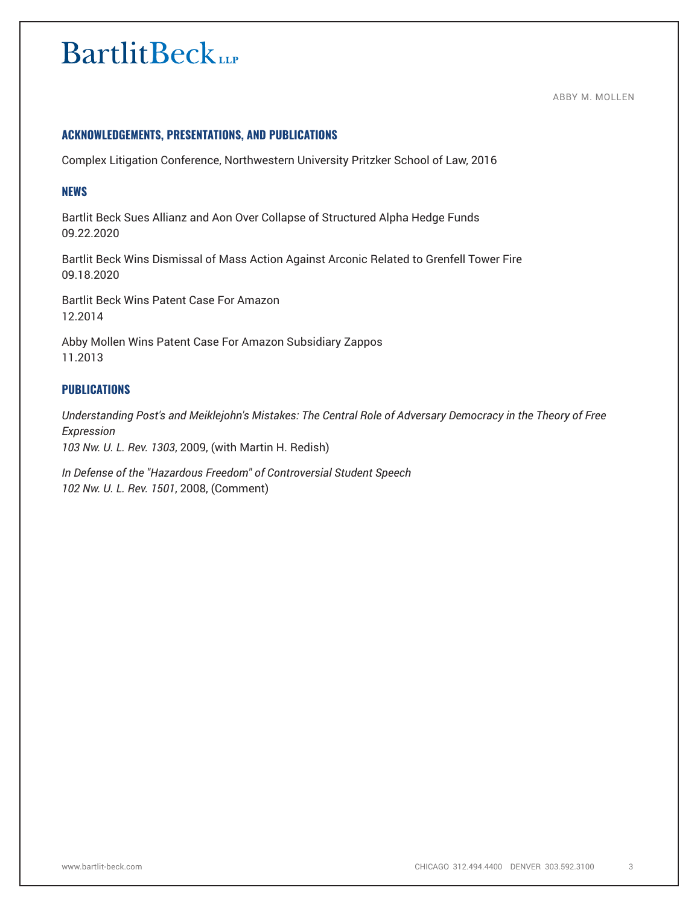## ACKNOWLEDGEMENTS, PRESENTATIONS, AND PUBLICATIONS

Complex Litigation Conference, Northwestern University Pritzker School of Law, 2016

## NEWS

Bartlit Beck Sues Allianz and Aon Over Collapse of Structured Alpha Hedge Funds
09.22.2020

Bartlit Beck Wins Dismissal of Mass Action Against Arconic Related to Grenfell Tower Fire
09.18.2020

Bartlit Beck Wins Patent Case For Amazon
12.2014

Abby Mollen Wins Patent Case For Amazon Subsidiary Zappos
11.2013

## PUBLICATIONS

*Understanding Post's and Meiklejohn's Mistakes: The Central Role of Adversary Democracy in the Theory of Free Expression*
*103 Nw. U. L. Rev. 1303*, 2009, (with Martin H. Redish)

*In Defense of the "Hazardous Freedom" of Controversial Student Speech*
*102 Nw. U. L. Rev. 1501*, 2008, (Comment)